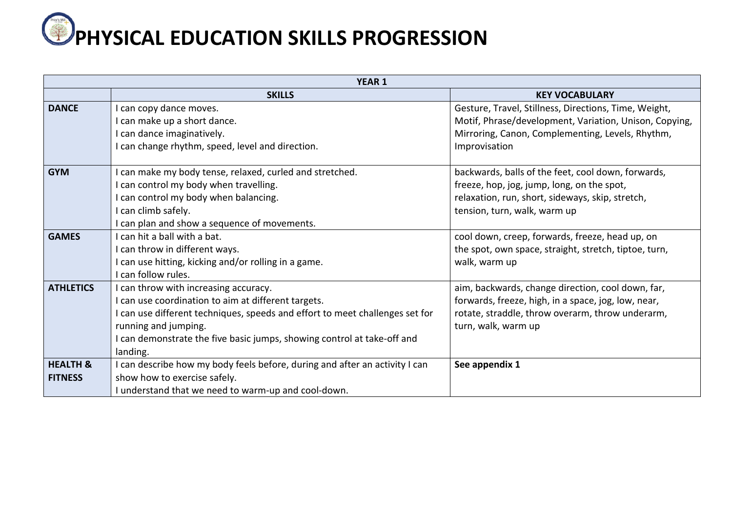# PHYSICAL EDUCATION SKILLS PROGRESSION

| YEAR 1 | | |
|---|---|---|
| | **SKILLS** | **KEY VOCABULARY** |
| **DANCE** | I can copy dance moves.<br>I can make up a short dance.<br>I can dance imaginatively.<br>I can change rhythm, speed, level and direction. | Gesture, Travel, Stillness, Directions, Time, Weight, Motif, Phrase/development, Variation, Unison, Copying, Mirroring, Canon, Complementing, Levels, Rhythm, Improvisation |
| **GYM** | I can make my body tense, relaxed, curled and stretched.<br>I can control my body when travelling.<br>I can control my body when balancing.<br>I can climb safely.<br>I can plan and show a sequence of movements. | backwards, balls of the feet, cool down, forwards, freeze, hop, jog, jump, long, on the spot, relaxation, run, short, sideways, skip, stretch, tension, turn, walk, warm up |
| **GAMES** | I can hit a ball with a bat.<br>I can throw in different ways.<br>I can use hitting, kicking and/or rolling in a game.<br>I can follow rules. | cool down, creep, forwards, freeze, head up, on the spot, own space, straight, stretch, tiptoe, turn, walk, warm up |
| **ATHLETICS** | I can throw with increasing accuracy.<br>I can use coordination to aim at different targets.<br>I can use different techniques, speeds and effort to meet challenges set for running and jumping.<br>I can demonstrate the five basic jumps, showing control at take-off and landing. | aim, backwards, change direction, cool down, far, forwards, freeze, high, in a space, jog, low, near, rotate, straddle, throw overarm, throw underarm, turn, walk, warm up |
| **HEALTH & FITNESS** | I can describe how my body feels before, during and after an activity I can show how to exercise safely.<br>I understand that we need to warm-up and cool-down. | **See appendix 1** |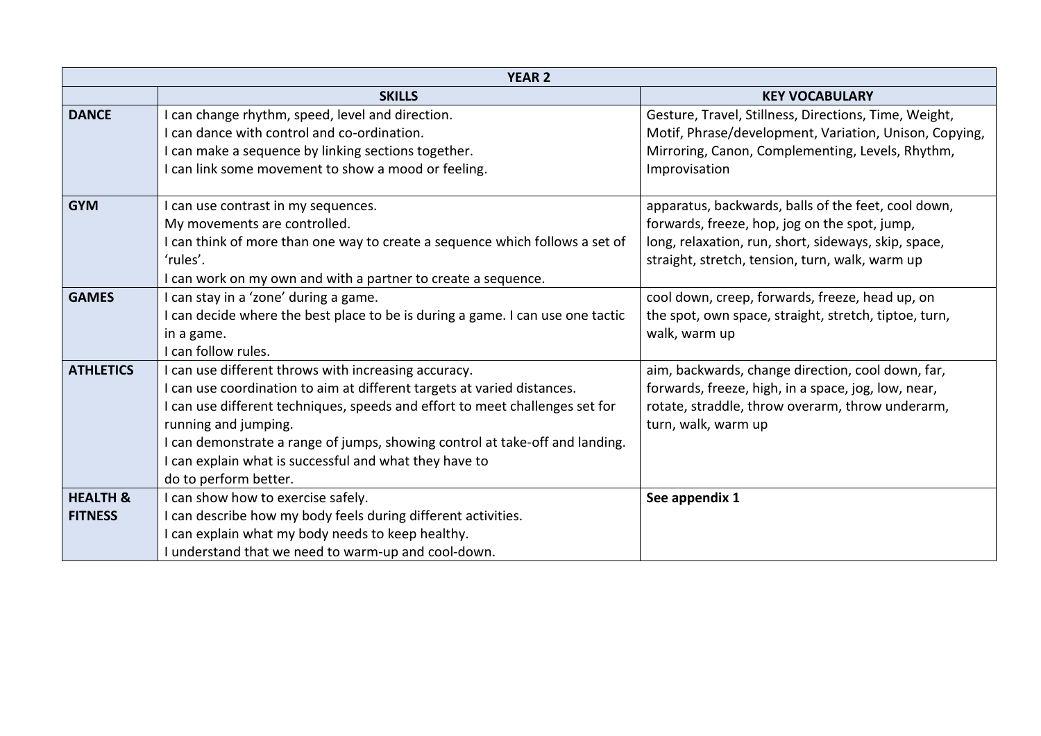| YEAR 2 | | |
|---|---|---|
| | **SKILLS** | **KEY VOCABULARY** |
| **DANCE** | I can change rhythm, speed, level and direction.<br>I can dance with control and co-ordination.<br>I can make a sequence by linking sections together.<br>I can link some movement to show a mood or feeling. | Gesture, Travel, Stillness, Directions, Time, Weight, Motif, Phrase/development, Variation, Unison, Copying, Mirroring, Canon, Complementing, Levels, Rhythm, Improvisation |
| **GYM** | I can use contrast in my sequences.<br>My movements are controlled.<br>I can think of more than one way to create a sequence which follows a set of 'rules'.<br>I can work on my own and with a partner to create a sequence. | apparatus, backwards, balls of the feet, cool down, forwards, freeze, hop, jog on the spot, jump, long, relaxation, run, short, sideways, skip, space, straight, stretch, tension, turn, walk, warm up |
| **GAMES** | I can stay in a 'zone' during a game.<br>I can decide where the best place to be is during a game. I can use one tactic in a game.<br>I can follow rules. | cool down, creep, forwards, freeze, head up, on the spot, own space, straight, stretch, tiptoe, turn, walk, warm up |
| **ATHLETICS** | I can use different throws with increasing accuracy.<br>I can use coordination to aim at different targets at varied distances.<br>I can use different techniques, speeds and effort to meet challenges set for running and jumping.<br>I can demonstrate a range of jumps, showing control at take-off and landing.<br>I can explain what is successful and what they have to do to perform better. | aim, backwards, change direction, cool down, far, forwards, freeze, high, in a space, jog, low, near, rotate, straddle, throw overarm, throw underarm, turn, walk, warm up |
| **HEALTH & FITNESS** | I can show how to exercise safely.<br>I can describe how my body feels during different activities.<br>I can explain what my body needs to keep healthy.<br>I understand that we need to warm-up and cool-down. | **See appendix 1** |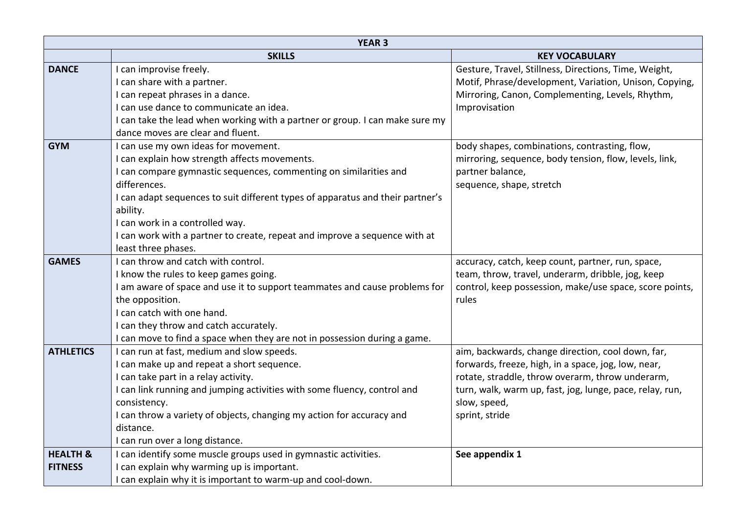| YEAR 3 | | |
|---|---|---|
| | **SKILLS** | **KEY VOCABULARY** |
| **DANCE** | I can improvise freely.<br>I can share with a partner.<br>I can repeat phrases in a dance.<br>I can use dance to communicate an idea.<br>I can take the lead when working with a partner or group. I can make sure my dance moves are clear and fluent. | Gesture, Travel, Stillness, Directions, Time, Weight, Motif, Phrase/development, Variation, Unison, Copying, Mirroring, Canon, Complementing, Levels, Rhythm, Improvisation |
| **GYM** | I can use my own ideas for movement.<br>I can explain how strength affects movements.<br>I can compare gymnastic sequences, commenting on similarities and differences.<br>I can adapt sequences to suit different types of apparatus and their partner's ability.<br>I can work in a controlled way.<br>I can work with a partner to create, repeat and improve a sequence with at least three phases. | body shapes, combinations, contrasting, flow, mirroring, sequence, body tension, flow, levels, link, partner balance,<br>sequence, shape, stretch |
| **GAMES** | I can throw and catch with control.<br>I know the rules to keep games going.<br>I am aware of space and use it to support teammates and cause problems for the opposition.<br>I can catch with one hand.<br>I can they throw and catch accurately.<br>I can move to find a space when they are not in possession during a game. | accuracy, catch, keep count, partner, run, space, team, throw, travel, underarm, dribble, jog, keep control, keep possession, make/use space, score points, rules |
| **ATHLETICS** | I can run at fast, medium and slow speeds.<br>I can make up and repeat a short sequence.<br>I can take part in a relay activity.<br>I can link running and jumping activities with some fluency, control and consistency.<br>I can throw a variety of objects, changing my action for accuracy and distance.<br>I can run over a long distance. | aim, backwards, change direction, cool down, far, forwards, freeze, high, in a space, jog, low, near, rotate, straddle, throw overarm, throw underarm, turn, walk, warm up, fast, jog, lunge, pace, relay, run, slow, speed,<br>sprint, stride |
| **HEALTH & FITNESS** | I can identify some muscle groups used in gymnastic activities.<br>I can explain why warming up is important.<br>I can explain why it is important to warm-up and cool-down. | **See appendix 1** |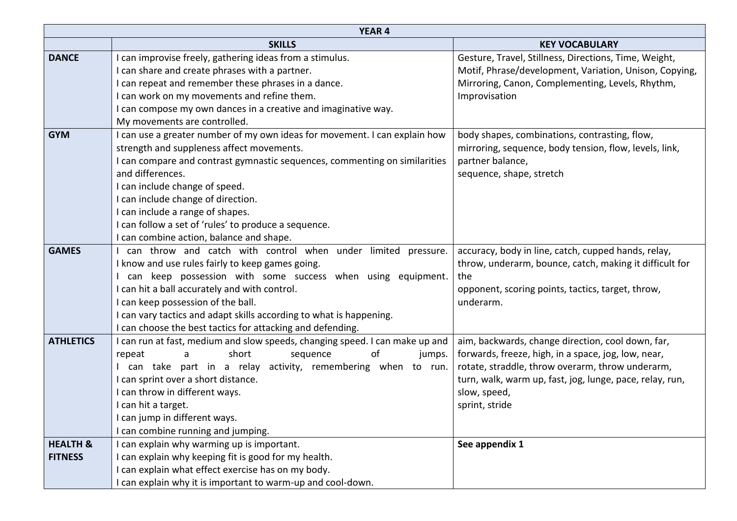| YEAR 4 | | |
|---|---|---|
| | **SKILLS** | **KEY VOCABULARY** |
| **DANCE** | I can improvise freely, gathering ideas from a stimulus.<br>I can share and create phrases with a partner.<br>I can repeat and remember these phrases in a dance.<br>I can work on my movements and refine them.<br>I can compose my own dances in a creative and imaginative way.<br>My movements are controlled. | Gesture, Travel, Stillness, Directions, Time, Weight, Motif, Phrase/development, Variation, Unison, Copying, Mirroring, Canon, Complementing, Levels, Rhythm, Improvisation |
| **GYM** | I can use a greater number of my own ideas for movement. I can explain how strength and suppleness affect movements.<br>I can compare and contrast gymnastic sequences, commenting on similarities and differences.<br>I can include change of speed.<br>I can include change of direction.<br>I can include a range of shapes.<br>I can follow a set of 'rules' to produce a sequence.<br>I can combine action, balance and shape. | body shapes, combinations, contrasting, flow, mirroring, sequence, body tension, flow, levels, link, partner balance,<br>sequence, shape, stretch |
| **GAMES** | I can throw and catch with control when under limited pressure.<br>I know and use rules fairly to keep games going.<br>I can keep possession with some success when using equipment.<br>I can hit a ball accurately and with control.<br>I can keep possession of the ball.<br>I can vary tactics and adapt skills according to what is happening.<br>I can choose the best tactics for attacking and defending. | accuracy, body in line, catch, cupped hands, relay, throw, underarm, bounce, catch, making it difficult for the<br>opponent, scoring points, tactics, target, throw, underarm. |
| **ATHLETICS** | I can run at fast, medium and slow speeds, changing speed. I can make up and repeat a short sequence of jumps.<br>I can take part in a relay activity, remembering when to run.<br>I can sprint over a short distance.<br>I can throw in different ways.<br>I can hit a target.<br>I can jump in different ways.<br>I can combine running and jumping. | aim, backwards, change direction, cool down, far, forwards, freeze, high, in a space, jog, low, near, rotate, straddle, throw overarm, throw underarm, turn, walk, warm up, fast, jog, lunge, pace, relay, run, slow, speed,<br>sprint, stride |
| **HEALTH & FITNESS** | I can explain why warming up is important.<br>I can explain why keeping fit is good for my health.<br>I can explain what effect exercise has on my body.<br>I can explain why it is important to warm-up and cool-down. | **See appendix 1** |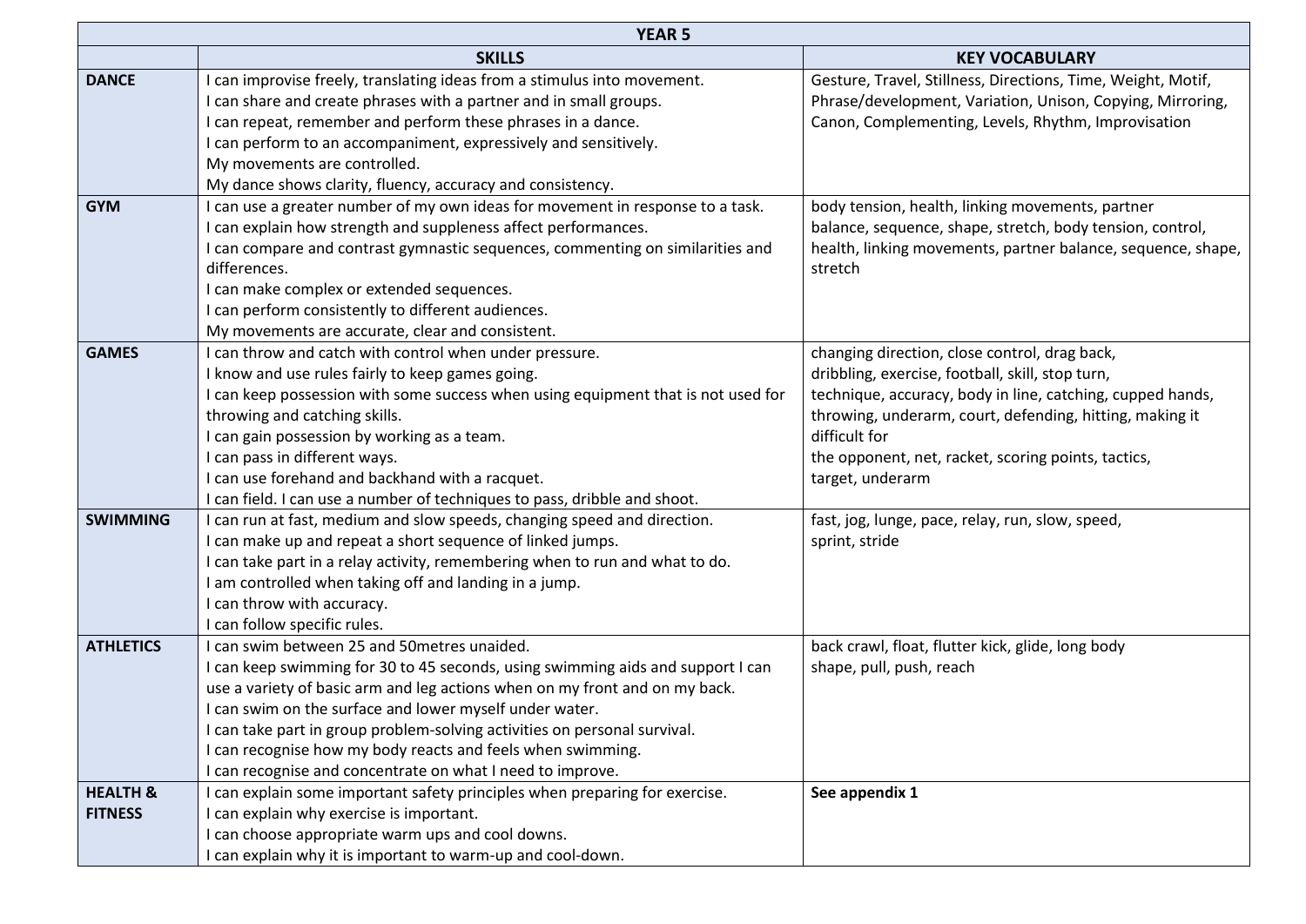| YEAR 5 | | |
|---|---|---|
| | **SKILLS** | **KEY VOCABULARY** |
| **DANCE** | I can improvise freely, translating ideas from a stimulus into movement.<br>I can share and create phrases with a partner and in small groups.<br>I can repeat, remember and perform these phrases in a dance.<br>I can perform to an accompaniment, expressively and sensitively.<br>My movements are controlled.<br>My dance shows clarity, fluency, accuracy and consistency. | Gesture, Travel, Stillness, Directions, Time, Weight, Motif, Phrase/development, Variation, Unison, Copying, Mirroring, Canon, Complementing, Levels, Rhythm, Improvisation |
| **GYM** | I can use a greater number of my own ideas for movement in response to a task.<br>I can explain how strength and suppleness affect performances.<br>I can compare and contrast gymnastic sequences, commenting on similarities and differences.<br>I can make complex or extended sequences.<br>I can perform consistently to different audiences.<br>My movements are accurate, clear and consistent. | body tension, health, linking movements, partner balance, sequence, shape, stretch, body tension, control, health, linking movements, partner balance, sequence, shape, stretch |
| **GAMES** | I can throw and catch with control when under pressure.<br>I know and use rules fairly to keep games going.<br>I can keep possession with some success when using equipment that is not used for throwing and catching skills.<br>I can gain possession by working as a team.<br>I can pass in different ways.<br>I can use forehand and backhand with a racquet.<br>I can field. I can use a number of techniques to pass, dribble and shoot. | changing direction, close control, drag back, dribbling, exercise, football, skill, stop turn, technique, accuracy, body in line, catching, cupped hands, throwing, underarm, court, defending, hitting, making it difficult for the opponent, net, racket, scoring points, tactics, target, underarm |
| **SWIMMING** | I can run at fast, medium and slow speeds, changing speed and direction.<br>I can make up and repeat a short sequence of linked jumps.<br>I can take part in a relay activity, remembering when to run and what to do.<br>I am controlled when taking off and landing in a jump.<br>I can throw with accuracy.<br>I can follow specific rules. | fast, jog, lunge, pace, relay, run, slow, speed, sprint, stride |
| **ATHLETICS** | I can swim between 25 and 50metres unaided.<br>I can keep swimming for 30 to 45 seconds, using swimming aids and support I can use a variety of basic arm and leg actions when on my front and on my back.<br>I can swim on the surface and lower myself under water.<br>I can take part in group problem-solving activities on personal survival.<br>I can recognise how my body reacts and feels when swimming.<br>I can recognise and concentrate on what I need to improve. | back crawl, float, flutter kick, glide, long body shape, pull, push, reach |
| **HEALTH & FITNESS** | I can explain some important safety principles when preparing for exercise.<br>I can explain why exercise is important.<br>I can choose appropriate warm ups and cool downs.<br>I can explain why it is important to warm-up and cool-down. | **See appendix 1** |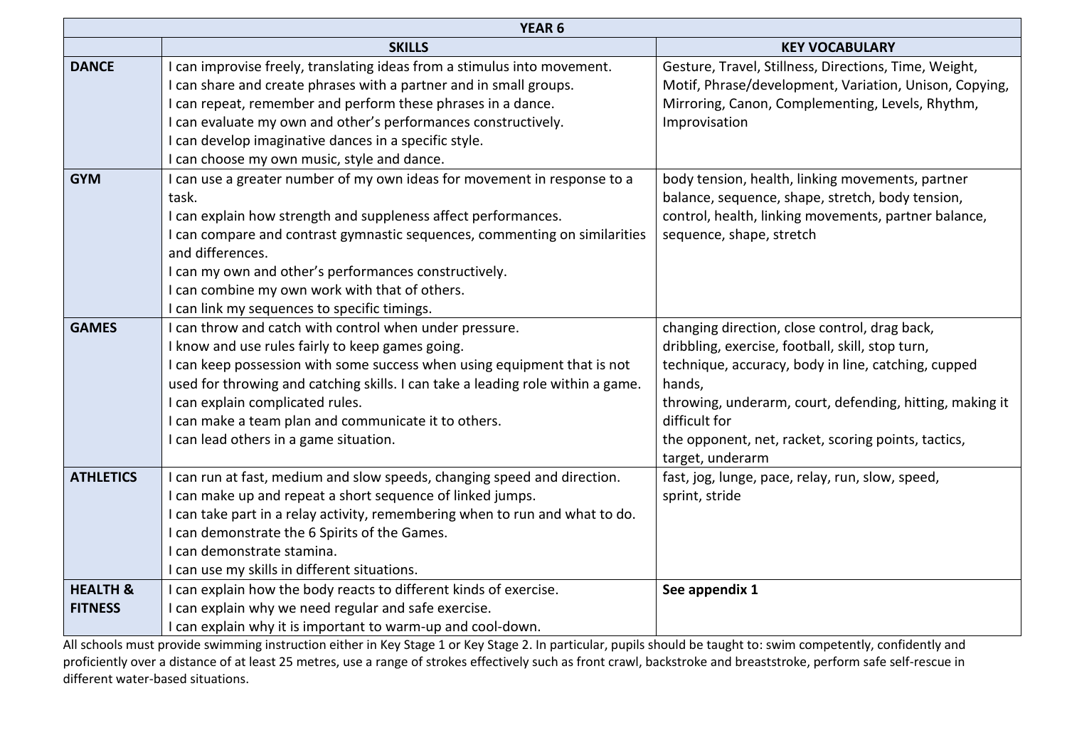| YEAR 6 | | |
|---|---|---|
| | **SKILLS** | **KEY VOCABULARY** |
| **DANCE** | I can improvise freely, translating ideas from a stimulus into movement.<br>I can share and create phrases with a partner and in small groups.<br>I can repeat, remember and perform these phrases in a dance.<br>I can evaluate my own and other's performances constructively.<br>I can develop imaginative dances in a specific style.<br>I can choose my own music, style and dance. | Gesture, Travel, Stillness, Directions, Time, Weight, Motif, Phrase/development, Variation, Unison, Copying, Mirroring, Canon, Complementing, Levels, Rhythm, Improvisation |
| **GYM** | I can use a greater number of my own ideas for movement in response to a task.<br>I can explain how strength and suppleness affect performances.<br>I can compare and contrast gymnastic sequences, commenting on similarities and differences.<br>I can my own and other's performances constructively.<br>I can combine my own work with that of others.<br>I can link my sequences to specific timings. | body tension, health, linking movements, partner balance, sequence, shape, stretch, body tension, control, health, linking movements, partner balance, sequence, shape, stretch |
| **GAMES** | I can throw and catch with control when under pressure.<br>I know and use rules fairly to keep games going.<br>I can keep possession with some success when using equipment that is not used for throwing and catching skills. I can take a leading role within a game.<br>I can explain complicated rules.<br>I can make a team plan and communicate it to others.<br>I can lead others in a game situation. | changing direction, close control, drag back, dribbling, exercise, football, skill, stop turn, technique, accuracy, body in line, catching, cupped hands, throwing, underarm, court, defending, hitting, making it difficult for the opponent, net, racket, scoring points, tactics, target, underarm |
| **ATHLETICS** | I can run at fast, medium and slow speeds, changing speed and direction.<br>I can make up and repeat a short sequence of linked jumps.<br>I can take part in a relay activity, remembering when to run and what to do.<br>I can demonstrate the 6 Spirits of the Games.<br>I can demonstrate stamina.<br>I can use my skills in different situations. | fast, jog, lunge, pace, relay, run, slow, speed, sprint, stride |
| **HEALTH & FITNESS** | I can explain how the body reacts to different kinds of exercise.<br>I can explain why we need regular and safe exercise.<br>I can explain why it is important to warm-up and cool-down. | **See appendix 1** |

All schools must provide swimming instruction either in Key Stage 1 or Key Stage 2. In particular, pupils should be taught to: swim competently, confidently and proficiently over a distance of at least 25 metres, use a range of strokes effectively such as front crawl, backstroke and breaststroke, perform safe self-rescue in different water-based situations.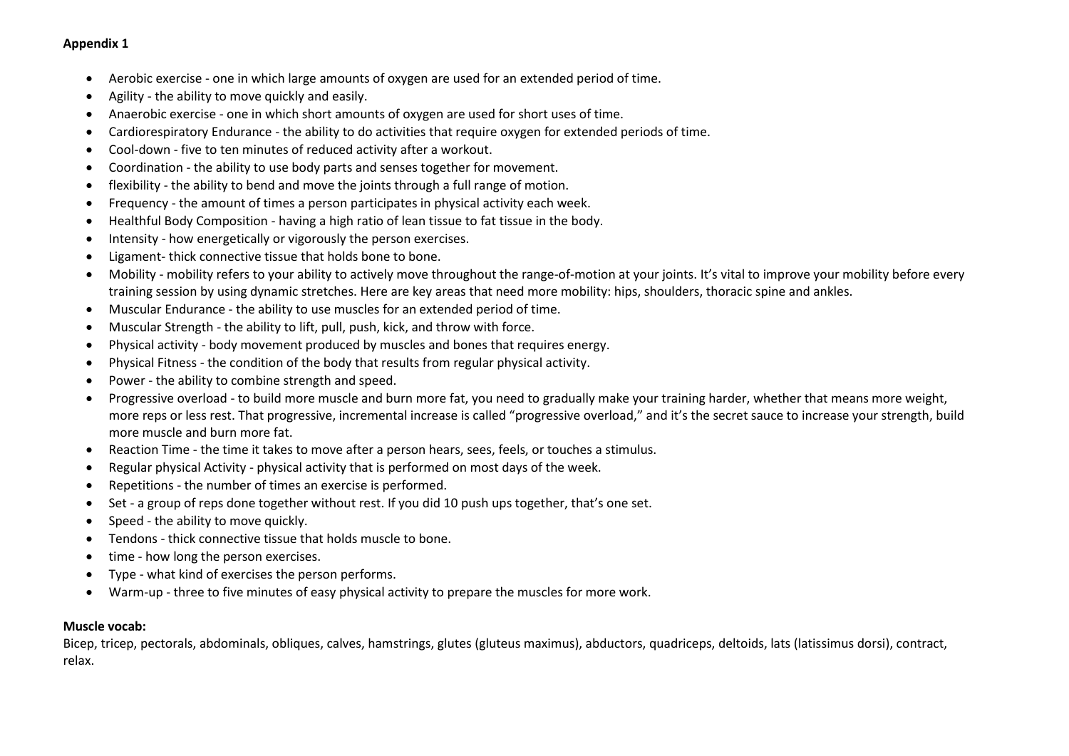**Appendix 1**

- Aerobic exercise - one in which large amounts of oxygen are used for an extended period of time.
- Agility - the ability to move quickly and easily.
- Anaerobic exercise - one in which short amounts of oxygen are used for short uses of time.
- Cardiorespiratory Endurance - the ability to do activities that require oxygen for extended periods of time.
- Cool-down - five to ten minutes of reduced activity after a workout.
- Coordination - the ability to use body parts and senses together for movement.
- flexibility - the ability to bend and move the joints through a full range of motion.
- Frequency - the amount of times a person participates in physical activity each week.
- Healthful Body Composition - having a high ratio of lean tissue to fat tissue in the body.
- Intensity - how energetically or vigorously the person exercises.
- Ligament- thick connective tissue that holds bone to bone.
- Mobility - mobility refers to your ability to actively move throughout the range-of-motion at your joints. It's vital to improve your mobility before every training session by using dynamic stretches. Here are key areas that need more mobility: hips, shoulders, thoracic spine and ankles.
- Muscular Endurance - the ability to use muscles for an extended period of time.
- Muscular Strength - the ability to lift, pull, push, kick, and throw with force.
- Physical activity - body movement produced by muscles and bones that requires energy.
- Physical Fitness - the condition of the body that results from regular physical activity.
- Power - the ability to combine strength and speed.
- Progressive overload - to build more muscle and burn more fat, you need to gradually make your training harder, whether that means more weight, more reps or less rest. That progressive, incremental increase is called "progressive overload," and it's the secret sauce to increase your strength, build more muscle and burn more fat.
- Reaction Time - the time it takes to move after a person hears, sees, feels, or touches a stimulus.
- Regular physical Activity - physical activity that is performed on most days of the week.
- Repetitions - the number of times an exercise is performed.
- Set - a group of reps done together without rest. If you did 10 push ups together, that's one set.
- Speed - the ability to move quickly.
- Tendons - thick connective tissue that holds muscle to bone.
- time - how long the person exercises.
- Type - what kind of exercises the person performs.
- Warm-up - three to five minutes of easy physical activity to prepare the muscles for more work.

**Muscle vocab:**

Bicep, tricep, pectorals, abdominals, obliques, calves, hamstrings, glutes (gluteus maximus), abductors, quadriceps, deltoids, lats (latissimus dorsi), contract, relax.